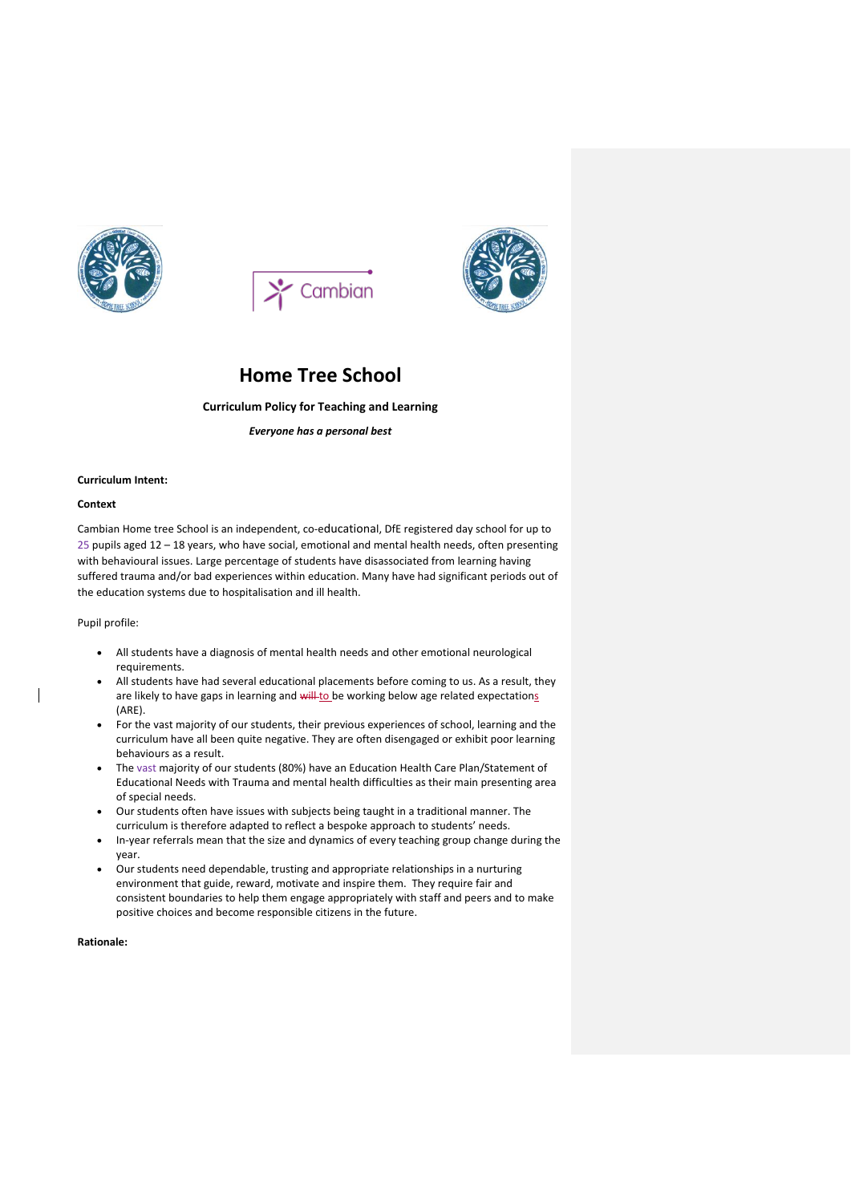# Home Tree School

**Curriculum Policy for Teaching and Learning**

***Everyone has a personal best***

**Curriculum Intent:**

**Context**

Cambian Home tree School is an independent, co-educational, DfE registered day school for up to 25 pupils aged 12 – 18 years, who have social, emotional and mental health needs, often presenting with behavioural issues. Large percentage of students have disassociated from learning having suffered trauma and/or bad experiences within education. Many have had significant periods out of the education systems due to hospitalisation and ill health.

Pupil profile:

- All students have a diagnosis of mental health needs and other emotional neurological requirements.
- All students have had several educational placements before coming to us. As a result, they are likely to have gaps in learning and to be working below age related expectations (ARE).
- For the vast majority of our students, their previous experiences of school, learning and the curriculum have all been quite negative. They are often disengaged or exhibit poor learning behaviours as a result.
- The vast majority of our students (80%) have an Education Health Care Plan/Statement of Educational Needs with Trauma and mental health difficulties as their main presenting area of special needs.
- Our students often have issues with subjects being taught in a traditional manner. The curriculum is therefore adapted to reflect a bespoke approach to students' needs.
- In-year referrals mean that the size and dynamics of every teaching group change during the year.
- Our students need dependable, trusting and appropriate relationships in a nurturing environment that guide, reward, motivate and inspire them. They require fair and consistent boundaries to help them engage appropriately with staff and peers and to make positive choices and become responsible citizens in the future.

**Rationale:**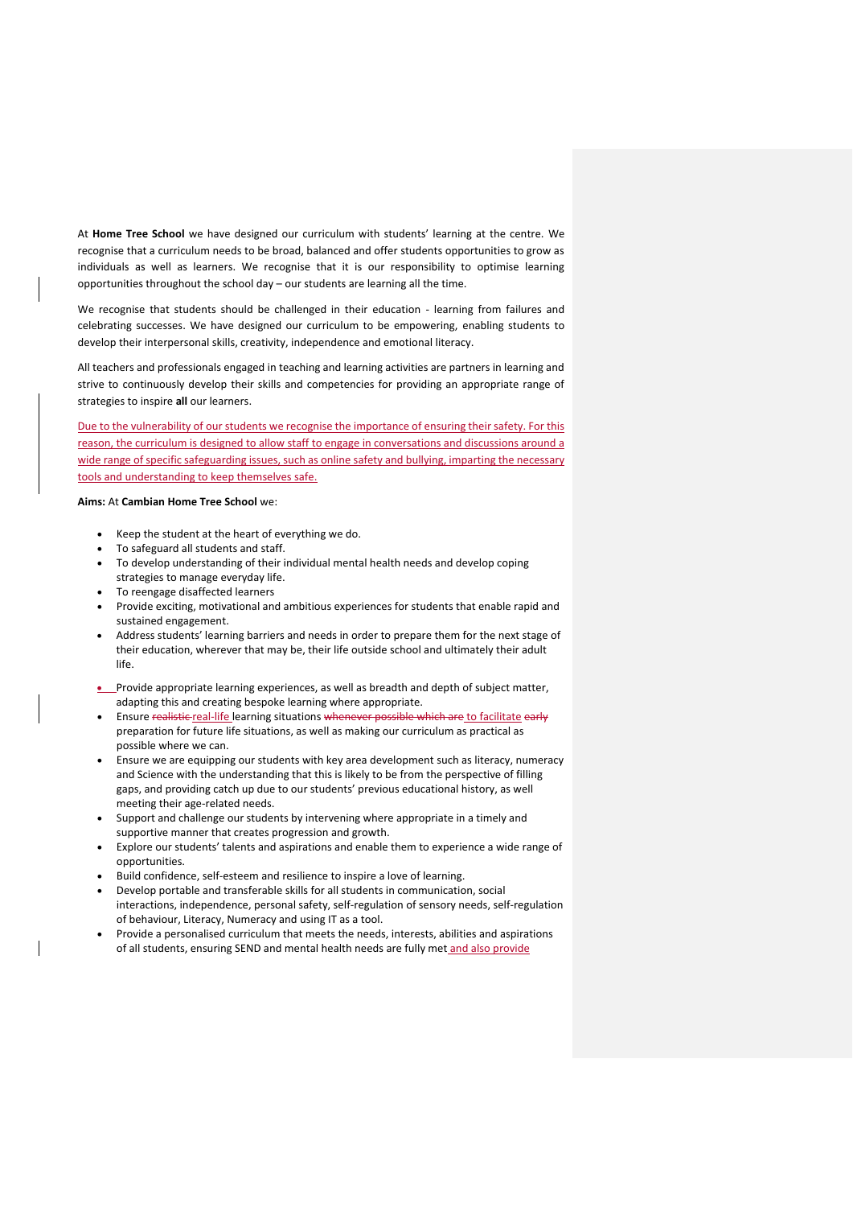At **Home Tree School** we have designed our curriculum with students' learning at the centre. We recognise that a curriculum needs to be broad, balanced and offer students opportunities to grow as individuals as well as learners. We recognise that it is our responsibility to optimise learning opportunities throughout the school day – our students are learning all the time.

We recognise that students should be challenged in their education - learning from failures and celebrating successes. We have designed our curriculum to be empowering, enabling students to develop their interpersonal skills, creativity, independence and emotional literacy.

All teachers and professionals engaged in teaching and learning activities are partners in learning and strive to continuously develop their skills and competencies for providing an appropriate range of strategies to inspire **all** our learners.

Due to the vulnerability of our students we recognise the importance of ensuring their safety. For this reason, the curriculum is designed to allow staff to engage in conversations and discussions around a wide range of specific safeguarding issues, such as online safety and bullying, imparting the necessary tools and understanding to keep themselves safe.

**Aims:** At **Cambian Home Tree School** we:

- Keep the student at the heart of everything we do.
- To safeguard all students and staff.
- To develop understanding of their individual mental health needs and develop coping strategies to manage everyday life.
- To reengage disaffected learners
- Provide exciting, motivational and ambitious experiences for students that enable rapid and sustained engagement.
- Address students' learning barriers and needs in order to prepare them for the next stage of their education, wherever that may be, their life outside school and ultimately their adult life.
- Provide appropriate learning experiences, as well as breadth and depth of subject matter, adapting this and creating bespoke learning where appropriate.
- Ensure ~~realistic~~ real-life learning situations ~~whenever possible which are~~ to facilitate ~~early~~ preparation for future life situations, as well as making our curriculum as practical as possible where we can.
- Ensure we are equipping our students with key area development such as literacy, numeracy and Science with the understanding that this is likely to be from the perspective of filling gaps, and providing catch up due to our students' previous educational history, as well meeting their age-related needs.
- Support and challenge our students by intervening where appropriate in a timely and supportive manner that creates progression and growth.
- Explore our students' talents and aspirations and enable them to experience a wide range of opportunities.
- Build confidence, self-esteem and resilience to inspire a love of learning.
- Develop portable and transferable skills for all students in communication, social interactions, independence, personal safety, self-regulation of sensory needs, self-regulation of behaviour, Literacy, Numeracy and using IT as a tool.
- Provide a personalised curriculum that meets the needs, interests, abilities and aspirations of all students, ensuring SEND and mental health needs are fully met and also provide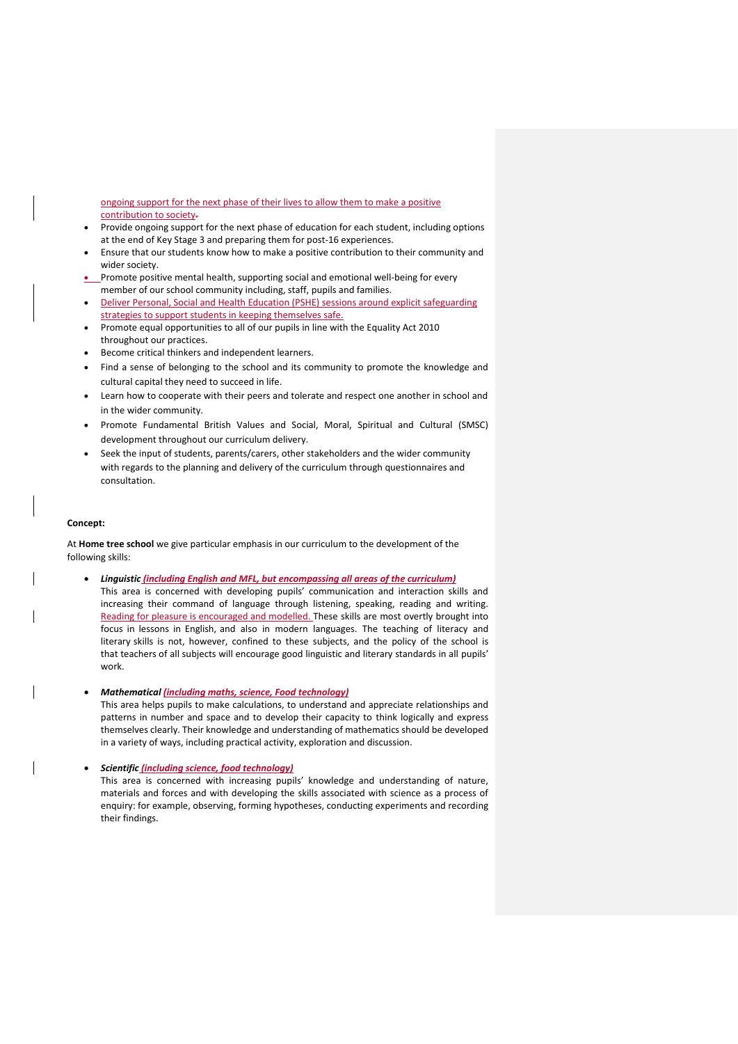ongoing support for the next phase of their lives to allow them to make a positive contribution to society.

- Provide ongoing support for the next phase of education for each student, including options at the end of Key Stage 3 and preparing them for post-16 experiences.
- Ensure that our students know how to make a positive contribution to their community and wider society.
- Promote positive mental health, supporting social and emotional well-being for every member of our school community including, staff, pupils and families.
- Deliver Personal, Social and Health Education (PSHE) sessions around explicit safeguarding strategies to support students in keeping themselves safe.
- Promote equal opportunities to all of our pupils in line with the Equality Act 2010 throughout our practices.
- Become critical thinkers and independent learners.
- Find a sense of belonging to the school and its community to promote the knowledge and cultural capital they need to succeed in life.
- Learn how to cooperate with their peers and tolerate and respect one another in school and in the wider community.
- Promote Fundamental British Values and Social, Moral, Spiritual and Cultural (SMSC) development throughout our curriculum delivery.
- Seek the input of students, parents/carers, other stakeholders and the wider community with regards to the planning and delivery of the curriculum through questionnaires and consultation.

**Concept:**

At **Home tree school** we give particular emphasis in our curriculum to the development of the following skills:

- ***Linguistic*** ***(including English and MFL, but encompassing all areas of the curriculum)***
  This area is concerned with developing pupils' communication and interaction skills and increasing their command of language through listening, speaking, reading and writing. Reading for pleasure is encouraged and modelled. These skills are most overtly brought into focus in lessons in English, and also in modern languages. The teaching of literacy and literary skills is not, however, confined to these subjects, and the policy of the school is that teachers of all subjects will encourage good linguistic and literary standards in all pupils' work.

- ***Mathematical*** ***(including maths, science, Food technology)***
  This area helps pupils to make calculations, to understand and appreciate relationships and patterns in number and space and to develop their capacity to think logically and express themselves clearly. Their knowledge and understanding of mathematics should be developed in a variety of ways, including practical activity, exploration and discussion.

- ***Scientific*** ***(including science, food technology)***
  This area is concerned with increasing pupils' knowledge and understanding of nature, materials and forces and with developing the skills associated with science as a process of enquiry: for example, observing, forming hypotheses, conducting experiments and recording their findings.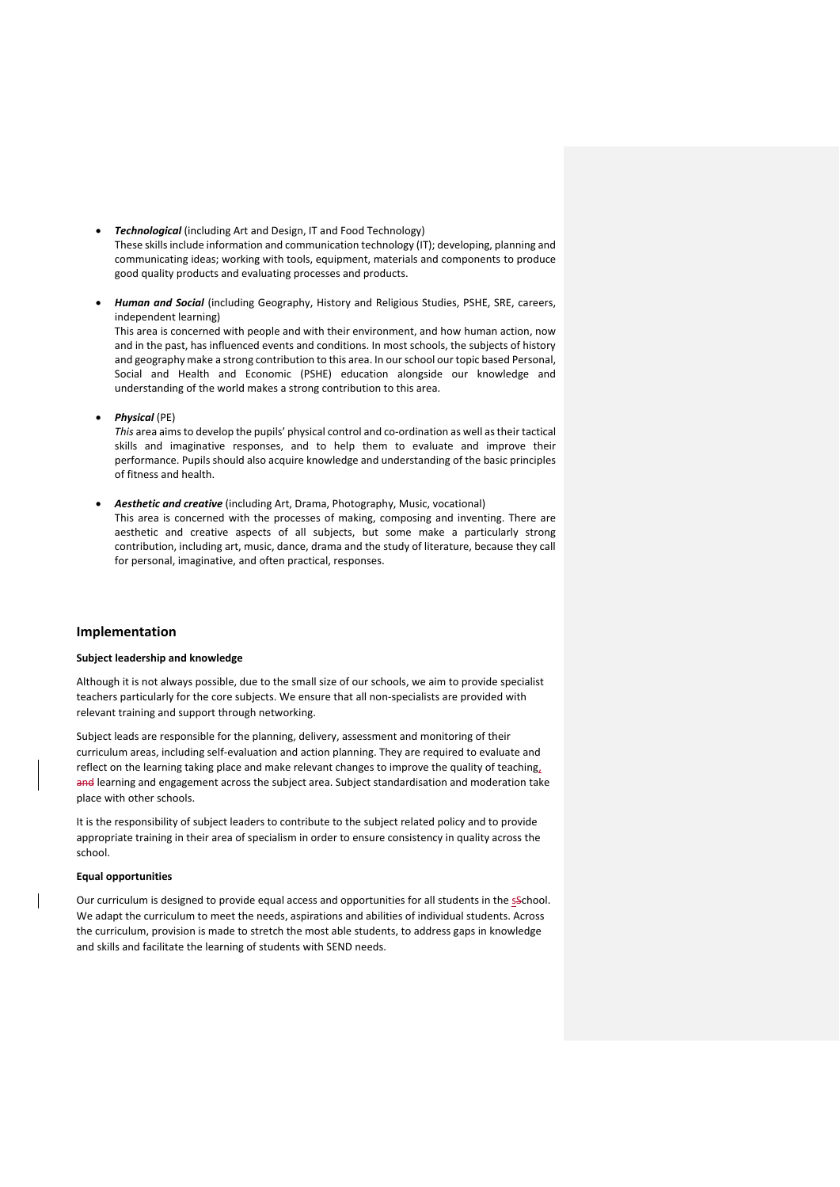- ***Technological*** (including Art and Design, IT and Food Technology)
  These skills include information and communication technology (IT); developing, planning and communicating ideas; working with tools, equipment, materials and components to produce good quality products and evaluating processes and products.

- ***Human and Social*** (including Geography, History and Religious Studies, PSHE, SRE, careers, independent learning)
  This area is concerned with people and with their environment, and how human action, now and in the past, has influenced events and conditions. In most schools, the subjects of history and geography make a strong contribution to this area. In our school our topic based Personal, Social and Health and Economic (PSHE) education alongside our knowledge and understanding of the world makes a strong contribution to this area.

- ***Physical*** (PE)
  *This* area aims to develop the pupils' physical control and co-ordination as well as their tactical skills and imaginative responses, and to help them to evaluate and improve their performance. Pupils should also acquire knowledge and understanding of the basic principles of fitness and health.

- ***Aesthetic and creative*** (including Art, Drama, Photography, Music, vocational)
  This area is concerned with the processes of making, composing and inventing. There are aesthetic and creative aspects of all subjects, but some make a particularly strong contribution, including art, music, dance, drama and the study of literature, because they call for personal, imaginative, and often practical, responses.

## Implementation

**Subject leadership and knowledge**

Although it is not always possible, due to the small size of our schools, we aim to provide specialist teachers particularly for the core subjects. We ensure that all non-specialists are provided with relevant training and support through networking.

Subject leads are responsible for the planning, delivery, assessment and monitoring of their curriculum areas, including self-evaluation and action planning. They are required to evaluate and reflect on the learning taking place and make relevant changes to improve the quality of teaching, learning and engagement across the subject area. Subject standardisation and moderation take place with other schools.

It is the responsibility of subject leaders to contribute to the subject related policy and to provide appropriate training in their area of specialism in order to ensure consistency in quality across the school.

**Equal opportunities**

Our curriculum is designed to provide equal access and opportunities for all students in the school. We adapt the curriculum to meet the needs, aspirations and abilities of individual students. Across the curriculum, provision is made to stretch the most able students, to address gaps in knowledge and skills and facilitate the learning of students with SEND needs.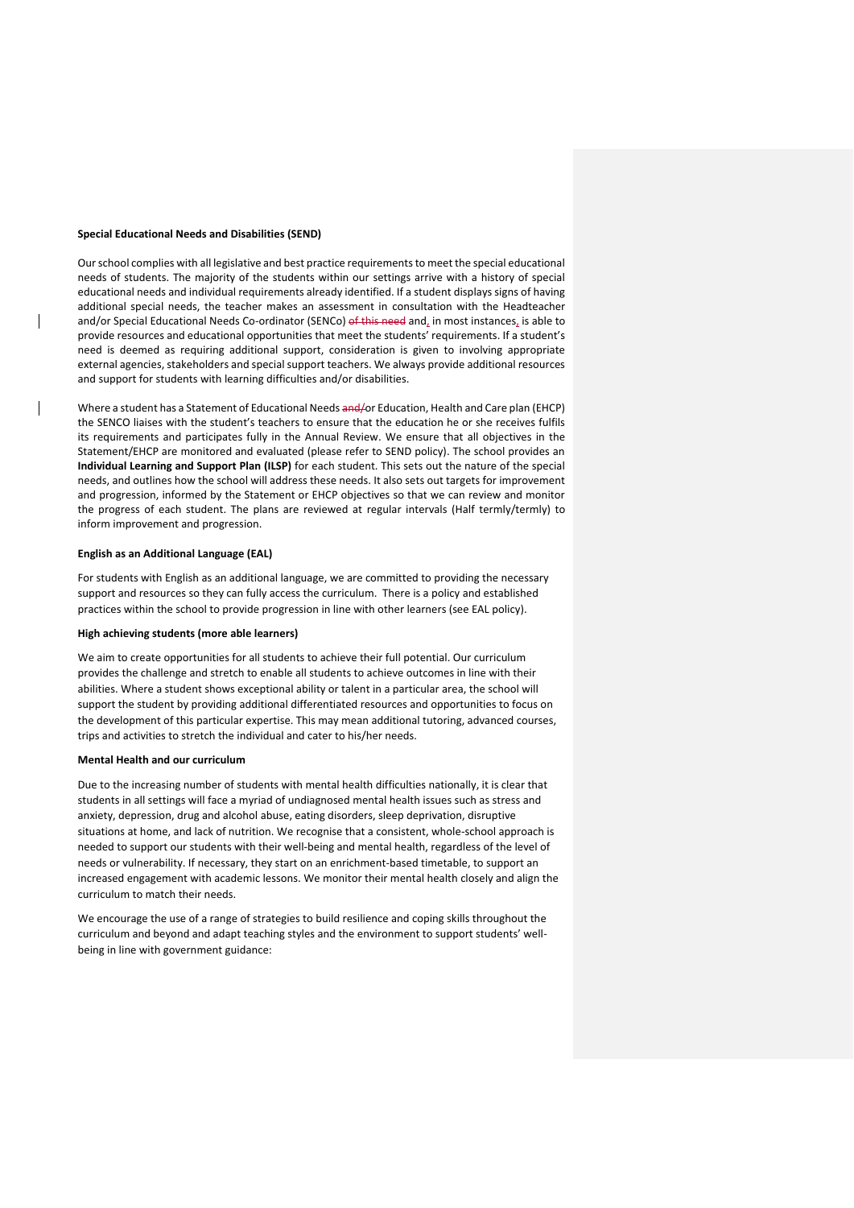**Special Educational Needs and Disabilities (SEND)**

Our school complies with all legislative and best practice requirements to meet the special educational needs of students. The majority of the students within our settings arrive with a history of special educational needs and individual requirements already identified. If a student displays signs of having additional special needs, the teacher makes an assessment in consultation with the Headteacher and/or Special Educational Needs Co-ordinator (SENCo) ~~of this need~~ and, in most instances, is able to provide resources and educational opportunities that meet the students' requirements. If a student's need is deemed as requiring additional support, consideration is given to involving appropriate external agencies, stakeholders and special support teachers. We always provide additional resources and support for students with learning difficulties and/or disabilities.

Where a student has a Statement of Educational Needs ~~and/~~or Education, Health and Care plan (EHCP) the SENCO liaises with the student's teachers to ensure that the education he or she receives fulfils its requirements and participates fully in the Annual Review. We ensure that all objectives in the Statement/EHCP are monitored and evaluated (please refer to SEND policy). The school provides an **Individual Learning and Support Plan (ILSP)** for each student. This sets out the nature of the special needs, and outlines how the school will address these needs. It also sets out targets for improvement and progression, informed by the Statement or EHCP objectives so that we can review and monitor the progress of each student. The plans are reviewed at regular intervals (Half termly/termly) to inform improvement and progression.

**English as an Additional Language (EAL)**

For students with English as an additional language, we are committed to providing the necessary support and resources so they can fully access the curriculum. There is a policy and established practices within the school to provide progression in line with other learners (see EAL policy).

**High achieving students (more able learners)**

We aim to create opportunities for all students to achieve their full potential. Our curriculum provides the challenge and stretch to enable all students to achieve outcomes in line with their abilities. Where a student shows exceptional ability or talent in a particular area, the school will support the student by providing additional differentiated resources and opportunities to focus on the development of this particular expertise. This may mean additional tutoring, advanced courses, trips and activities to stretch the individual and cater to his/her needs.

**Mental Health and our curriculum**

Due to the increasing number of students with mental health difficulties nationally, it is clear that students in all settings will face a myriad of undiagnosed mental health issues such as stress and anxiety, depression, drug and alcohol abuse, eating disorders, sleep deprivation, disruptive situations at home, and lack of nutrition. We recognise that a consistent, whole-school approach is needed to support our students with their well-being and mental health, regardless of the level of needs or vulnerability. If necessary, they start on an enrichment-based timetable, to support an increased engagement with academic lessons. We monitor their mental health closely and align the curriculum to match their needs.

We encourage the use of a range of strategies to build resilience and coping skills throughout the curriculum and beyond and adapt teaching styles and the environment to support students' well-being in line with government guidance: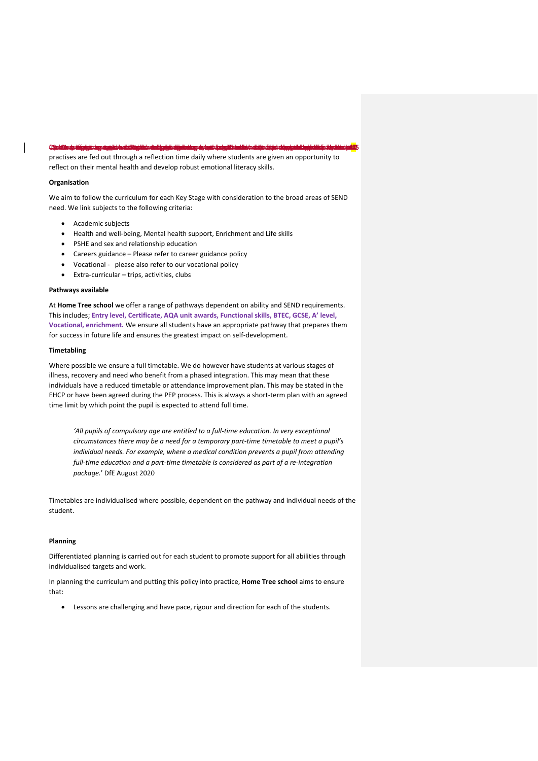practises are fed out through a reflection time daily where students are given an opportunity to reflect on their mental health and develop robust emotional literacy skills.

**Organisation**

We aim to follow the curriculum for each Key Stage with consideration to the broad areas of SEND need. We link subjects to the following criteria:

- Academic subjects
- Health and well-being, Mental health support, Enrichment and Life skills
- PSHE and sex and relationship education
- Careers guidance – Please refer to career guidance policy
- Vocational - please also refer to our vocational policy
- Extra-curricular – trips, activities, clubs

**Pathways available**

At **Home Tree school** we offer a range of pathways dependent on ability and SEND requirements. This includes; **Entry level, Certificate, AQA unit awards, Functional skills, BTEC, GCSE, A' level, Vocational, enrichment.** We ensure all students have an appropriate pathway that prepares them for success in future life and ensures the greatest impact on self-development.

**Timetabling**

Where possible we ensure a full timetable. We do however have students at various stages of illness, recovery and need who benefit from a phased integration. This may mean that these individuals have a reduced timetable or attendance improvement plan. This may be stated in the EHCP or have been agreed during the PEP process. This is always a short-term plan with an agreed time limit by which point the pupil is expected to attend full time.

> *'All pupils of compulsory age are entitled to a full-time education. In very exceptional circumstances there may be a need for a temporary part-time timetable to meet a pupil's individual needs. For example, where a medical condition prevents a pupil from attending full-time education and a part-time timetable is considered as part of a re-integration package.'* DfE August 2020

Timetables are individualised where possible, dependent on the pathway and individual needs of the student.

**Planning**

Differentiated planning is carried out for each student to promote support for all abilities through individualised targets and work.

In planning the curriculum and putting this policy into practice, **Home Tree school** aims to ensure that:

- Lessons are challenging and have pace, rigour and direction for each of the students.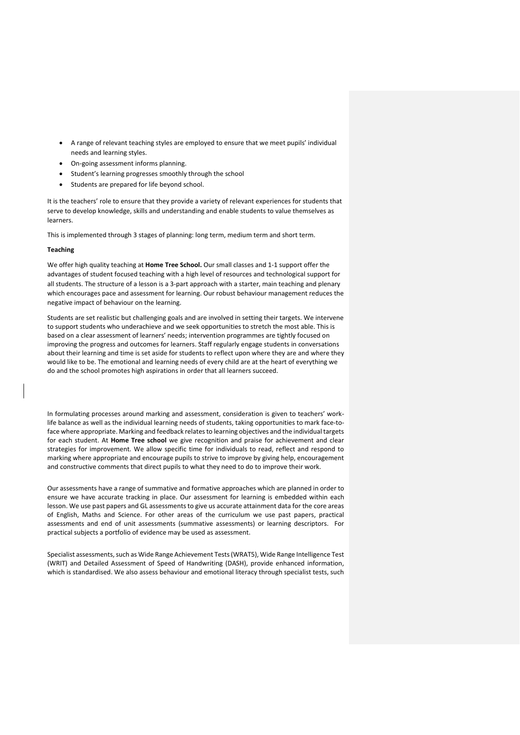- A range of relevant teaching styles are employed to ensure that we meet pupils' individual needs and learning styles.
- On-going assessment informs planning.
- Student's learning progresses smoothly through the school
- Students are prepared for life beyond school.

It is the teachers' role to ensure that they provide a variety of relevant experiences for students that serve to develop knowledge, skills and understanding and enable students to value themselves as learners.

This is implemented through 3 stages of planning: long term, medium term and short term.

**Teaching**

We offer high quality teaching at **Home Tree School.** Our small classes and 1-1 support offer the advantages of student focused teaching with a high level of resources and technological support for all students. The structure of a lesson is a 3-part approach with a starter, main teaching and plenary which encourages pace and assessment for learning. Our robust behaviour management reduces the negative impact of behaviour on the learning.

Students are set realistic but challenging goals and are involved in setting their targets. We intervene to support students who underachieve and we seek opportunities to stretch the most able. This is based on a clear assessment of learners' needs; intervention programmes are tightly focused on improving the progress and outcomes for learners. Staff regularly engage students in conversations about their learning and time is set aside for students to reflect upon where they are and where they would like to be. The emotional and learning needs of every child are at the heart of everything we do and the school promotes high aspirations in order that all learners succeed.

In formulating processes around marking and assessment, consideration is given to teachers' work-life balance as well as the individual learning needs of students, taking opportunities to mark face-to-face where appropriate. Marking and feedback relates to learning objectives and the individual targets for each student. At **Home Tree school** we give recognition and praise for achievement and clear strategies for improvement. We allow specific time for individuals to read, reflect and respond to marking where appropriate and encourage pupils to strive to improve by giving help, encouragement and constructive comments that direct pupils to what they need to do to improve their work.

Our assessments have a range of summative and formative approaches which are planned in order to ensure we have accurate tracking in place. Our assessment for learning is embedded within each lesson. We use past papers and GL assessments to give us accurate attainment data for the core areas of English, Maths and Science. For other areas of the curriculum we use past papers, practical assessments and end of unit assessments (summative assessments) or learning descriptors. For practical subjects a portfolio of evidence may be used as assessment.

Specialist assessments, such as Wide Range Achievement Tests (WRAT5), Wide Range Intelligence Test (WRIT) and Detailed Assessment of Speed of Handwriting (DASH), provide enhanced information, which is standardised. We also assess behaviour and emotional literacy through specialist tests, such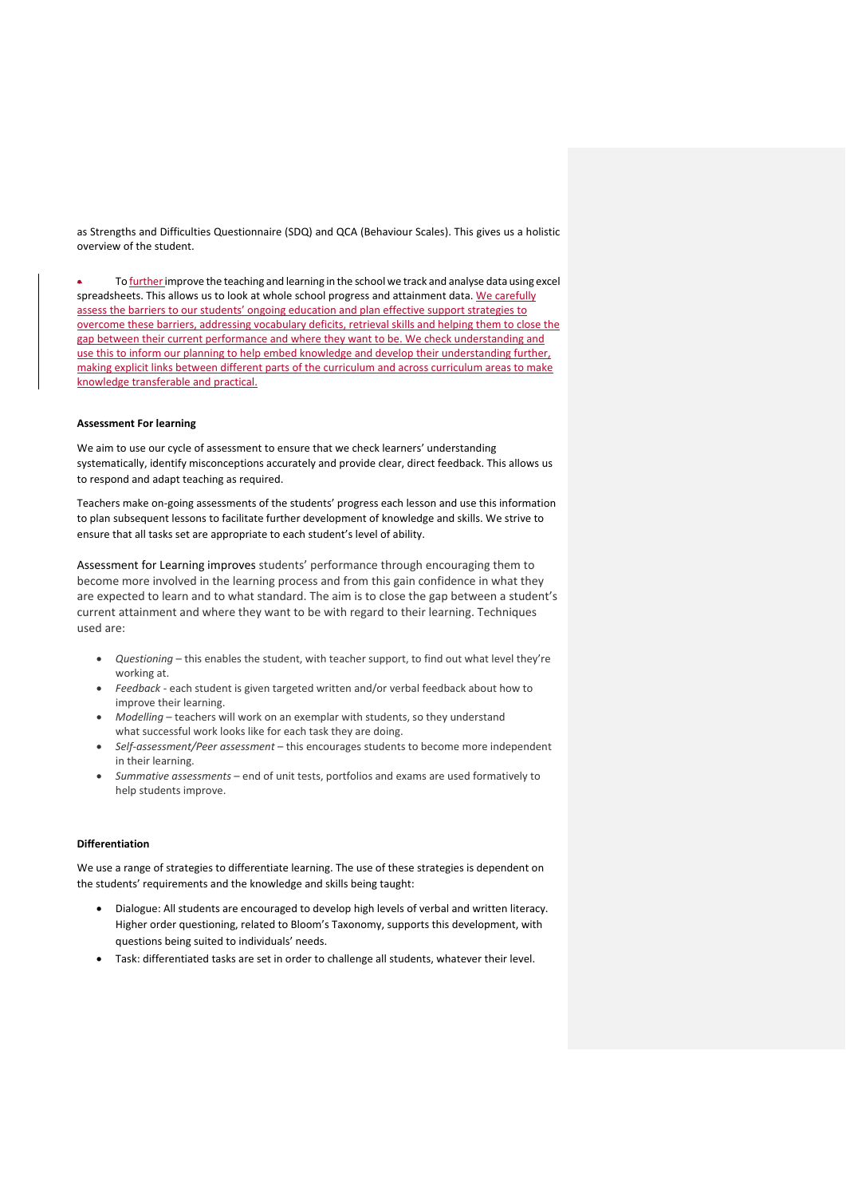as Strengths and Difficulties Questionnaire (SDQ) and QCA (Behaviour Scales). This gives us a holistic overview of the student.

- To further improve the teaching and learning in the school we track and analyse data using excel spreadsheets. This allows us to look at whole school progress and attainment data. We carefully assess the barriers to our students' ongoing education and plan effective support strategies to overcome these barriers, addressing vocabulary deficits, retrieval skills and helping them to close the gap between their current performance and where they want to be. We check understanding and use this to inform our planning to help embed knowledge and develop their understanding further, making explicit links between different parts of the curriculum and across curriculum areas to make knowledge transferable and practical.

**Assessment For learning**

We aim to use our cycle of assessment to ensure that we check learners' understanding systematically, identify misconceptions accurately and provide clear, direct feedback. This allows us to respond and adapt teaching as required.

Teachers make on-going assessments of the students' progress each lesson and use this information to plan subsequent lessons to facilitate further development of knowledge and skills. We strive to ensure that all tasks set are appropriate to each student's level of ability.

Assessment for Learning improves students' performance through encouraging them to become more involved in the learning process and from this gain confidence in what they are expected to learn and to what standard. The aim is to close the gap between a student's current attainment and where they want to be with regard to their learning. Techniques used are:

- *Questioning* – this enables the student, with teacher support, to find out what level they're working at.
- *Feedback* - each student is given targeted written and/or verbal feedback about how to improve their learning.
- *Modelling* – teachers will work on an exemplar with students, so they understand what successful work looks like for each task they are doing.
- *Self-assessment/Peer assessment* – this encourages students to become more independent in their learning.
- *Summative assessments* – end of unit tests, portfolios and exams are used formatively to help students improve.

**Differentiation**

We use a range of strategies to differentiate learning. The use of these strategies is dependent on the students' requirements and the knowledge and skills being taught:

- Dialogue: All students are encouraged to develop high levels of verbal and written literacy. Higher order questioning, related to Bloom's Taxonomy, supports this development, with questions being suited to individuals' needs.
- Task: differentiated tasks are set in order to challenge all students, whatever their level.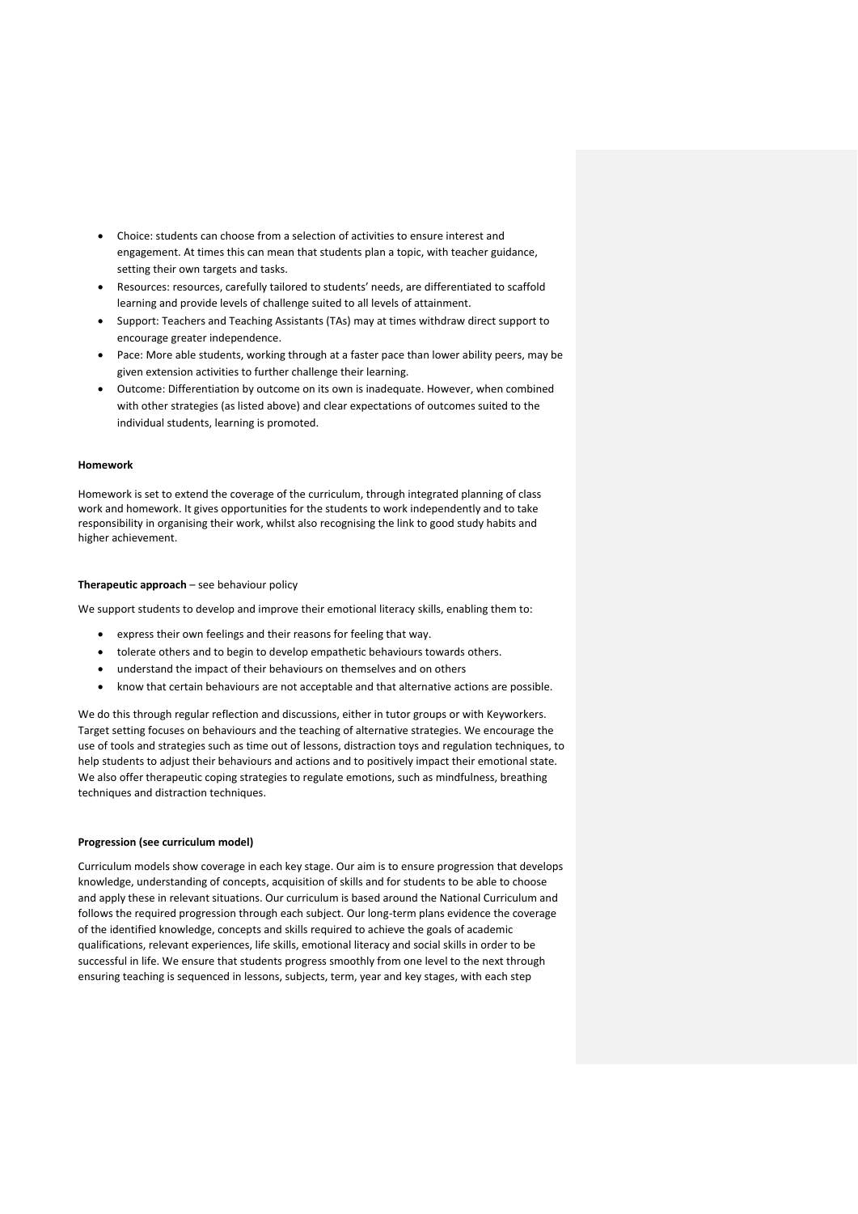- Choice: students can choose from a selection of activities to ensure interest and engagement. At times this can mean that students plan a topic, with teacher guidance, setting their own targets and tasks.
- Resources: resources, carefully tailored to students' needs, are differentiated to scaffold learning and provide levels of challenge suited to all levels of attainment.
- Support: Teachers and Teaching Assistants (TAs) may at times withdraw direct support to encourage greater independence.
- Pace: More able students, working through at a faster pace than lower ability peers, may be given extension activities to further challenge their learning.
- Outcome: Differentiation by outcome on its own is inadequate. However, when combined with other strategies (as listed above) and clear expectations of outcomes suited to the individual students, learning is promoted.

**Homework**

Homework is set to extend the coverage of the curriculum, through integrated planning of class work and homework. It gives opportunities for the students to work independently and to take responsibility in organising their work, whilst also recognising the link to good study habits and higher achievement.

**Therapeutic approach** – see behaviour policy

We support students to develop and improve their emotional literacy skills, enabling them to:

- express their own feelings and their reasons for feeling that way.
- tolerate others and to begin to develop empathetic behaviours towards others.
- understand the impact of their behaviours on themselves and on others
- know that certain behaviours are not acceptable and that alternative actions are possible.

We do this through regular reflection and discussions, either in tutor groups or with Keyworkers. Target setting focuses on behaviours and the teaching of alternative strategies. We encourage the use of tools and strategies such as time out of lessons, distraction toys and regulation techniques, to help students to adjust their behaviours and actions and to positively impact their emotional state. We also offer therapeutic coping strategies to regulate emotions, such as mindfulness, breathing techniques and distraction techniques.

**Progression (see curriculum model)**

Curriculum models show coverage in each key stage. Our aim is to ensure progression that develops knowledge, understanding of concepts, acquisition of skills and for students to be able to choose and apply these in relevant situations. Our curriculum is based around the National Curriculum and follows the required progression through each subject. Our long-term plans evidence the coverage of the identified knowledge, concepts and skills required to achieve the goals of academic qualifications, relevant experiences, life skills, emotional literacy and social skills in order to be successful in life. We ensure that students progress smoothly from one level to the next through ensuring teaching is sequenced in lessons, subjects, term, year and key stages, with each step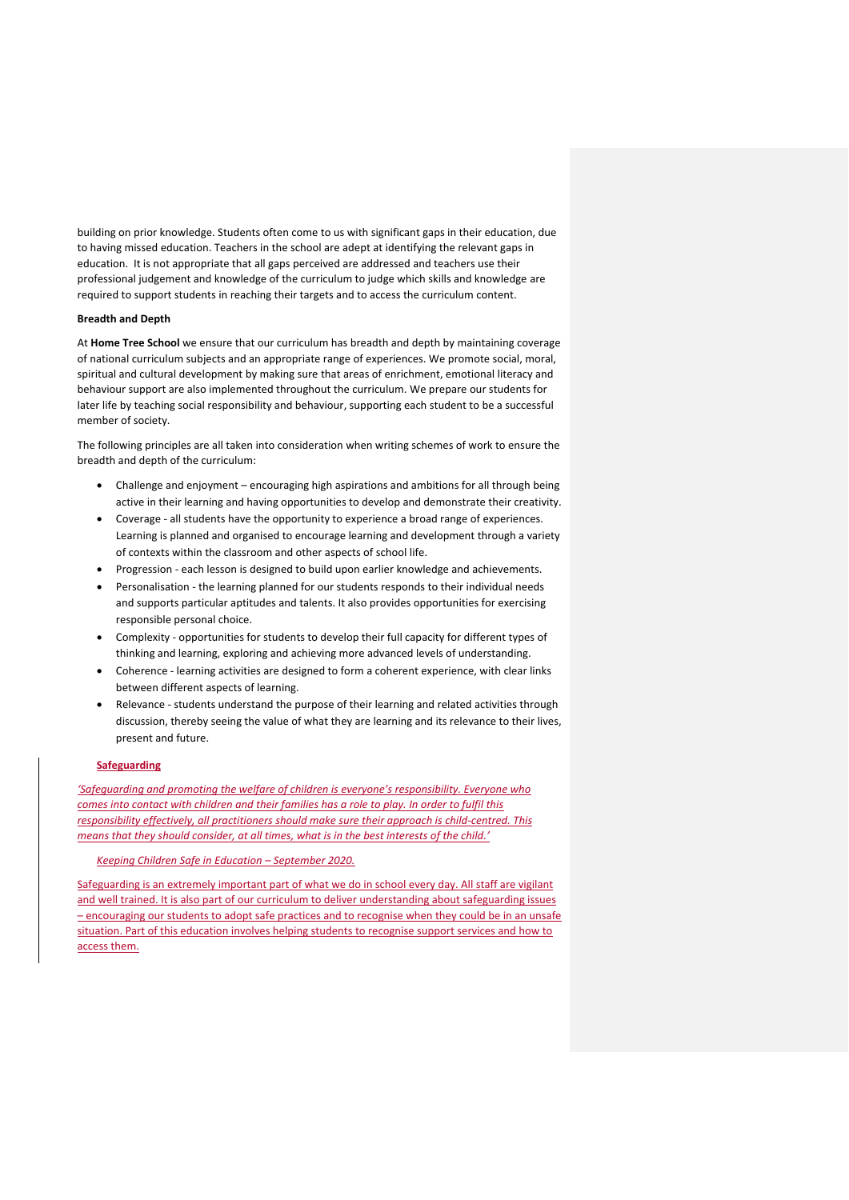building on prior knowledge. Students often come to us with significant gaps in their education, due to having missed education. Teachers in the school are adept at identifying the relevant gaps in education. It is not appropriate that all gaps perceived are addressed and teachers use their professional judgement and knowledge of the curriculum to judge which skills and knowledge are required to support students in reaching their targets and to access the curriculum content.

**Breadth and Depth**

At **Home Tree School** we ensure that our curriculum has breadth and depth by maintaining coverage of national curriculum subjects and an appropriate range of experiences. We promote social, moral, spiritual and cultural development by making sure that areas of enrichment, emotional literacy and behaviour support are also implemented throughout the curriculum. We prepare our students for later life by teaching social responsibility and behaviour, supporting each student to be a successful member of society.

The following principles are all taken into consideration when writing schemes of work to ensure the breadth and depth of the curriculum:

- Challenge and enjoyment – encouraging high aspirations and ambitions for all through being active in their learning and having opportunities to develop and demonstrate their creativity.
- Coverage - all students have the opportunity to experience a broad range of experiences. Learning is planned and organised to encourage learning and development through a variety of contexts within the classroom and other aspects of school life.
- Progression - each lesson is designed to build upon earlier knowledge and achievements.
- Personalisation - the learning planned for our students responds to their individual needs and supports particular aptitudes and talents. It also provides opportunities for exercising responsible personal choice.
- Complexity - opportunities for students to develop their full capacity for different types of thinking and learning, exploring and achieving more advanced levels of understanding.
- Coherence - learning activities are designed to form a coherent experience, with clear links between different aspects of learning.
- Relevance - students understand the purpose of their learning and related activities through discussion, thereby seeing the value of what they are learning and its relevance to their lives, present and future.

**Safeguarding**

*'Safeguarding and promoting the welfare of children is everyone's responsibility. Everyone who comes into contact with children and their families has a role to play. In order to fulfil this responsibility effectively, all practitioners should make sure their approach is child-centred. This means that they should consider, at all times, what is in the best interests of the child.'*

*Keeping Children Safe in Education – September 2020.*

Safeguarding is an extremely important part of what we do in school every day. All staff are vigilant and well trained. It is also part of our curriculum to deliver understanding about safeguarding issues – encouraging our students to adopt safe practices and to recognise when they could be in an unsafe situation. Part of this education involves helping students to recognise support services and how to access them.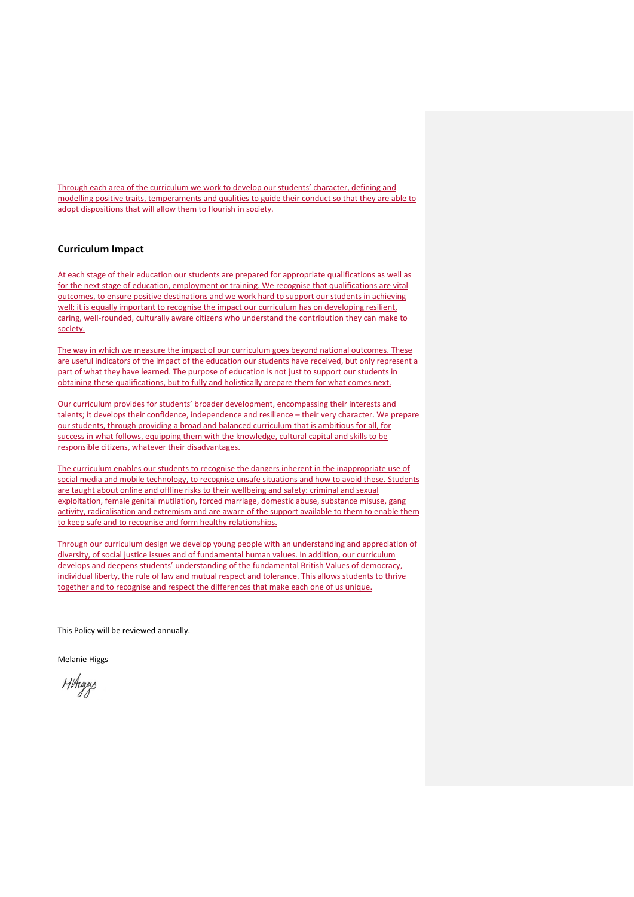Through each area of the curriculum we work to develop our students' character, defining and modelling positive traits, temperaments and qualities to guide their conduct so that they are able to adopt dispositions that will allow them to flourish in society.

## Curriculum Impact

At each stage of their education our students are prepared for appropriate qualifications as well as for the next stage of education, employment or training. We recognise that qualifications are vital outcomes, to ensure positive destinations and we work hard to support our students in achieving well; it is equally important to recognise the impact our curriculum has on developing resilient, caring, well-rounded, culturally aware citizens who understand the contribution they can make to society.

The way in which we measure the impact of our curriculum goes beyond national outcomes. These are useful indicators of the impact of the education our students have received, but only represent a part of what they have learned. The purpose of education is not just to support our students in obtaining these qualifications, but to fully and holistically prepare them for what comes next.

Our curriculum provides for students' broader development, encompassing their interests and talents; it develops their confidence, independence and resilience – their very character. We prepare our students, through providing a broad and balanced curriculum that is ambitious for all, for success in what follows, equipping them with the knowledge, cultural capital and skills to be responsible citizens, whatever their disadvantages.

The curriculum enables our students to recognise the dangers inherent in the inappropriate use of social media and mobile technology, to recognise unsafe situations and how to avoid these. Students are taught about online and offline risks to their wellbeing and safety: criminal and sexual exploitation, female genital mutilation, forced marriage, domestic abuse, substance misuse, gang activity, radicalisation and extremism and are aware of the support available to them to enable them to keep safe and to recognise and form healthy relationships.

Through our curriculum design we develop young people with an understanding and appreciation of diversity, of social justice issues and of fundamental human values. In addition, our curriculum develops and deepens students' understanding of the fundamental British Values of democracy, individual liberty, the rule of law and mutual respect and tolerance. This allows students to thrive together and to recognise and respect the differences that make each one of us unique.

This Policy will be reviewed annually.

Melanie Higgs

MHiggs